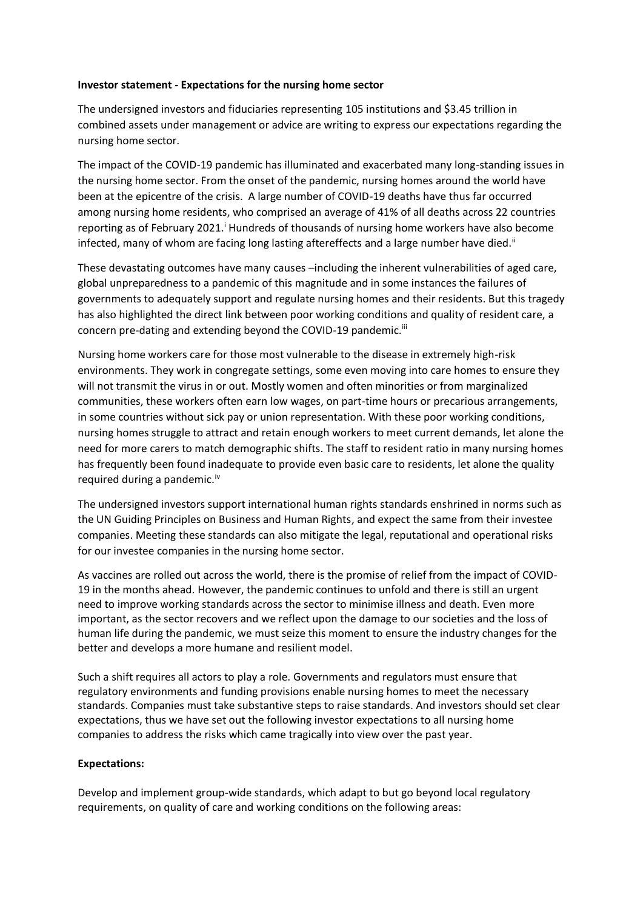**Investor statement - Expectations for the nursing home sector**

The undersigned investors and fiduciaries representing 105 institutions and $3.45 trillion in combined assets under management or advice are writing to express our expectations regarding the nursing home sector.

The impact of the COVID-19 pandemic has illuminated and exacerbated many long-standing issues in the nursing home sector. From the onset of the pandemic, nursing homes around the world have been at the epicentre of the crisis. A large number of COVID-19 deaths have thus far occurred among nursing home residents, who comprised an average of 41% of all deaths across 22 countries reporting as of February 2021.[i] Hundreds of thousands of nursing home workers have also become infected, many of whom are facing long lasting aftereffects and a large number have died.[ii]

These devastating outcomes have many causes –including the inherent vulnerabilities of aged care, global unpreparedness to a pandemic of this magnitude and in some instances the failures of governments to adequately support and regulate nursing homes and their residents. But this tragedy has also highlighted the direct link between poor working conditions and quality of resident care, a concern pre-dating and extending beyond the COVID-19 pandemic.[iii]

Nursing home workers care for those most vulnerable to the disease in extremely high-risk environments. They work in congregate settings, some even moving into care homes to ensure they will not transmit the virus in or out. Mostly women and often minorities or from marginalized communities, these workers often earn low wages, on part-time hours or precarious arrangements, in some countries without sick pay or union representation. With these poor working conditions, nursing homes struggle to attract and retain enough workers to meet current demands, let alone the need for more carers to match demographic shifts. The staff to resident ratio in many nursing homes has frequently been found inadequate to provide even basic care to residents, let alone the quality required during a pandemic.[iv]

The undersigned investors support international human rights standards enshrined in norms such as the UN Guiding Principles on Business and Human Rights, and expect the same from their investee companies. Meeting these standards can also mitigate the legal, reputational and operational risks for our investee companies in the nursing home sector.

As vaccines are rolled out across the world, there is the promise of relief from the impact of COVID-19 in the months ahead. However, the pandemic continues to unfold and there is still an urgent need to improve working standards across the sector to minimise illness and death. Even more important, as the sector recovers and we reflect upon the damage to our societies and the loss of human life during the pandemic, we must seize this moment to ensure the industry changes for the better and develops a more humane and resilient model.

Such a shift requires all actors to play a role. Governments and regulators must ensure that regulatory environments and funding provisions enable nursing homes to meet the necessary standards. Companies must take substantive steps to raise standards. And investors should set clear expectations, thus we have set out the following investor expectations to all nursing home companies to address the risks which came tragically into view over the past year.

**Expectations:**

Develop and implement group-wide standards, which adapt to but go beyond local regulatory requirements, on quality of care and working conditions on the following areas: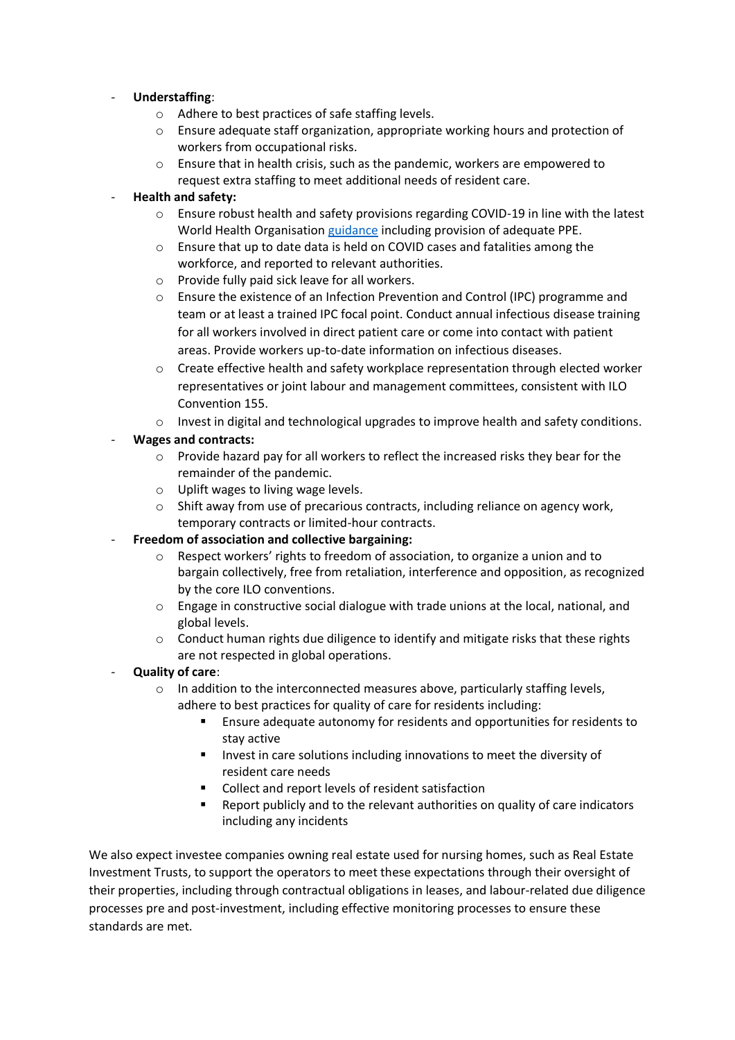- **Understaffing**:
  - Adhere to best practices of safe staffing levels.
  - Ensure adequate staff organization, appropriate working hours and protection of workers from occupational risks.
  - Ensure that in health crisis, such as the pandemic, workers are empowered to request extra staffing to meet additional needs of resident care.
- **Health and safety:**
  - Ensure robust health and safety provisions regarding COVID-19 in line with the latest World Health Organisation guidance including provision of adequate PPE.
  - Ensure that up to date data is held on COVID cases and fatalities among the workforce, and reported to relevant authorities.
  - Provide fully paid sick leave for all workers.
  - Ensure the existence of an Infection Prevention and Control (IPC) programme and team or at least a trained IPC focal point. Conduct annual infectious disease training for all workers involved in direct patient care or come into contact with patient areas. Provide workers up-to-date information on infectious diseases.
  - Create effective health and safety workplace representation through elected worker representatives or joint labour and management committees, consistent with ILO Convention 155.
  - Invest in digital and technological upgrades to improve health and safety conditions.
- **Wages and contracts:**
  - Provide hazard pay for all workers to reflect the increased risks they bear for the remainder of the pandemic.
  - Uplift wages to living wage levels.
  - Shift away from use of precarious contracts, including reliance on agency work, temporary contracts or limited-hour contracts.
- **Freedom of association and collective bargaining:**
  - Respect workers' rights to freedom of association, to organize a union and to bargain collectively, free from retaliation, interference and opposition, as recognized by the core ILO conventions.
  - Engage in constructive social dialogue with trade unions at the local, national, and global levels.
  - Conduct human rights due diligence to identify and mitigate risks that these rights are not respected in global operations.
- **Quality of care**:
  - In addition to the interconnected measures above, particularly staffing levels, adhere to best practices for quality of care for residents including:
    - Ensure adequate autonomy for residents and opportunities for residents to stay active
    - Invest in care solutions including innovations to meet the diversity of resident care needs
    - Collect and report levels of resident satisfaction
    - Report publicly and to the relevant authorities on quality of care indicators including any incidents

We also expect investee companies owning real estate used for nursing homes, such as Real Estate Investment Trusts, to support the operators to meet these expectations through their oversight of their properties, including through contractual obligations in leases, and labour-related due diligence processes pre and post-investment, including effective monitoring processes to ensure these standards are met.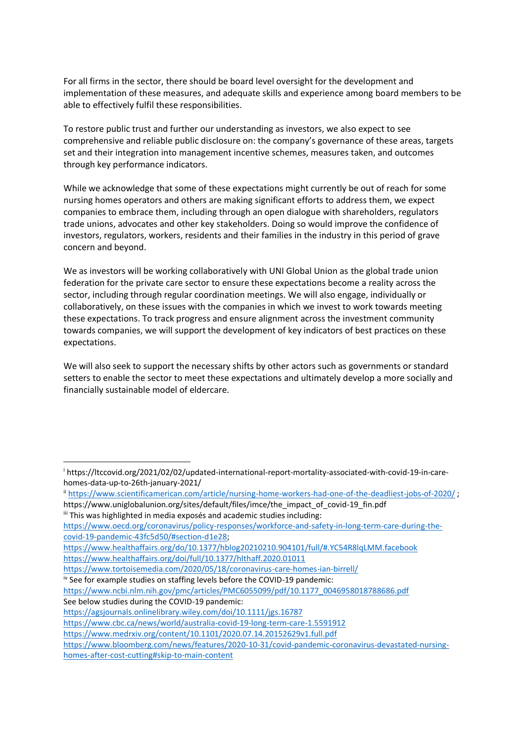For all firms in the sector, there should be board level oversight for the development and implementation of these measures, and adequate skills and experience among board members to be able to effectively fulfil these responsibilities.

To restore public trust and further our understanding as investors, we also expect to see comprehensive and reliable public disclosure on: the company's governance of these areas, targets set and their integration into management incentive schemes, measures taken, and outcomes through key performance indicators.

While we acknowledge that some of these expectations might currently be out of reach for some nursing homes operators and others are making significant efforts to address them, we expect companies to embrace them, including through an open dialogue with shareholders, regulators trade unions, advocates and other key stakeholders. Doing so would improve the confidence of investors, regulators, workers, residents and their families in the industry in this period of grave concern and beyond.

We as investors will be working collaboratively with UNI Global Union as the global trade union federation for the private care sector to ensure these expectations become a reality across the sector, including through regular coordination meetings. We will also engage, individually or collaboratively, on these issues with the companies in which we invest to work towards meeting these expectations. To track progress and ensure alignment across the investment community towards companies, we will support the development of key indicators of best practices on these expectations.

We will also seek to support the necessary shifts by other actors such as governments or standard setters to enable the sector to meet these expectations and ultimately develop a more socially and financially sustainable model of eldercare.

---

[i] https://ltccovid.org/2021/02/02/updated-international-report-mortality-associated-with-covid-19-in-care-homes-data-up-to-26th-january-2021/

[ii] https://www.scientificamerican.com/article/nursing-home-workers-had-one-of-the-deadliest-jobs-of-2020/ ; https://www.uniglobalunion.org/sites/default/files/imce/the_impact_of_covid-19_fin.pdf

[iii] This was highlighted in media exposés and academic studies including:
https://www.oecd.org/coronavirus/policy-responses/workforce-and-safety-in-long-term-care-during-the-covid-19-pandemic-43fc5d50/#section-d1e28;
https://www.healthaffairs.org/do/10.1377/hblog20210210.904101/full/#.YC54R8lqLMM.facebook
https://www.healthaffairs.org/doi/full/10.1377/hlthaff.2020.01011
https://www.tortoisemedia.com/2020/05/18/coronavirus-care-homes-ian-birrell/

[iv] See for example studies on staffing levels before the COVID-19 pandemic:
https://www.ncbi.nlm.nih.gov/pmc/articles/PMC6055099/pdf/10.1177_0046958018788686.pdf
See below studies during the COVID-19 pandemic:
https://agsjournals.onlinelibrary.wiley.com/doi/10.1111/jgs.16787
https://www.cbc.ca/news/world/australia-covid-19-long-term-care-1.5591912
https://www.medrxiv.org/content/10.1101/2020.07.14.20152629v1.full.pdf
https://www.bloomberg.com/news/features/2020-10-31/covid-pandemic-coronavirus-devastated-nursing-homes-after-cost-cutting#skip-to-main-content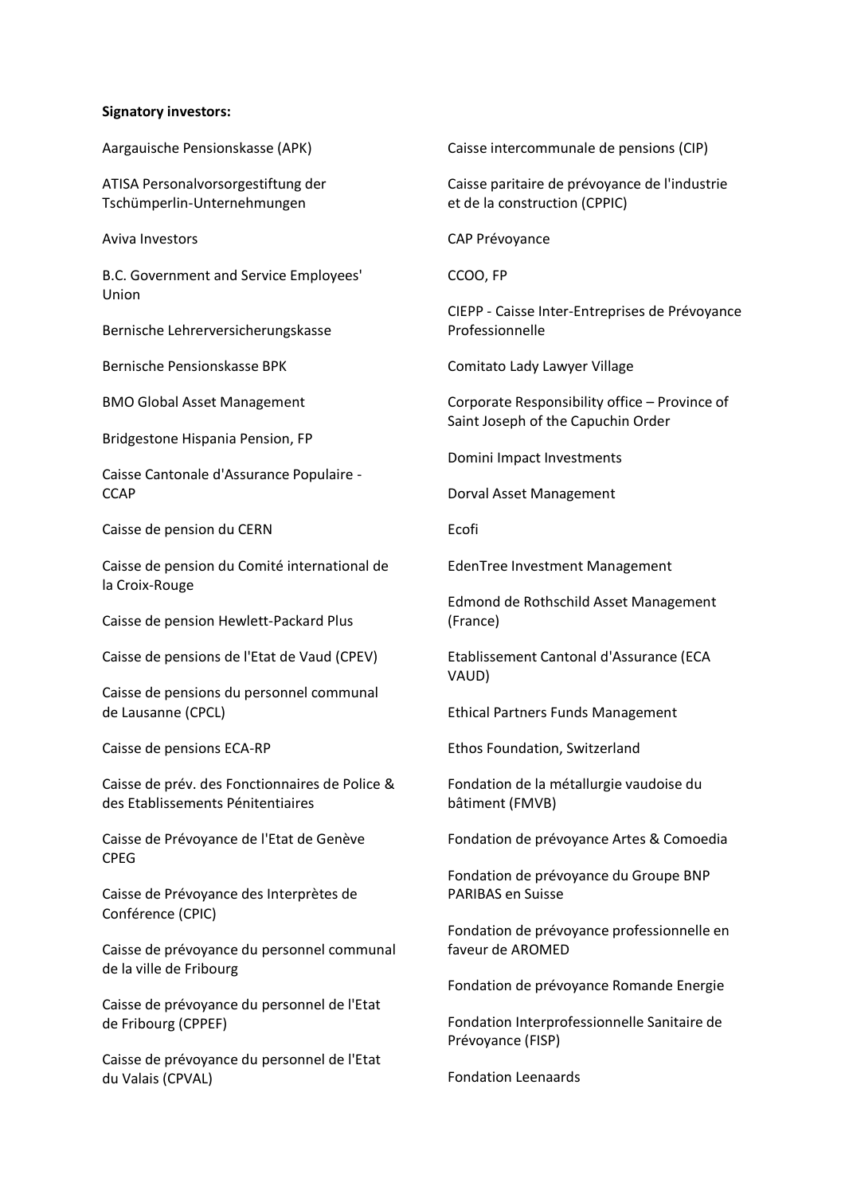**Signatory investors:**

Aargauische Pensionskasse (APK)

ATISA Personalvorsorgestiftung der Tschümperlin-Unternehmungen

Aviva Investors

B.C. Government and Service Employees' Union

Bernische Lehrerversicherungskasse

Bernische Pensionskasse BPK

BMO Global Asset Management

Bridgestone Hispania Pension, FP

Caisse Cantonale d'Assurance Populaire - CCAP

Caisse de pension du CERN

Caisse de pension du Comité international de la Croix-Rouge

Caisse de pension Hewlett-Packard Plus

Caisse de pensions de l'Etat de Vaud (CPEV)

Caisse de pensions du personnel communal de Lausanne (CPCL)

Caisse de pensions ECA-RP

Caisse de prév. des Fonctionnaires de Police & des Etablissements Pénitentiaires

Caisse de Prévoyance de l'Etat de Genève CPEG

Caisse de Prévoyance des Interprètes de Conférence (CPIC)

Caisse de prévoyance du personnel communal de la ville de Fribourg

Caisse de prévoyance du personnel de l'Etat de Fribourg (CPPEF)

Caisse de prévoyance du personnel de l'Etat du Valais (CPVAL)

Caisse intercommunale de pensions (CIP)

Caisse paritaire de prévoyance de l'industrie et de la construction (CPPIC)

CAP Prévoyance

CCOO, FP

CIEPP - Caisse Inter-Entreprises de Prévoyance Professionnelle

Comitato Lady Lawyer Village

Corporate Responsibility office – Province of Saint Joseph of the Capuchin Order

Domini Impact Investments

Dorval Asset Management

Ecofi

EdenTree Investment Management

Edmond de Rothschild Asset Management (France)

Etablissement Cantonal d'Assurance (ECA VAUD)

Ethical Partners Funds Management

Ethos Foundation, Switzerland

Fondation de la métallurgie vaudoise du bâtiment (FMVB)

Fondation de prévoyance Artes & Comoedia

Fondation de prévoyance du Groupe BNP PARIBAS en Suisse

Fondation de prévoyance professionnelle en faveur de AROMED

Fondation de prévoyance Romande Energie

Fondation Interprofessionnelle Sanitaire de Prévoyance (FISP)

Fondation Leenaards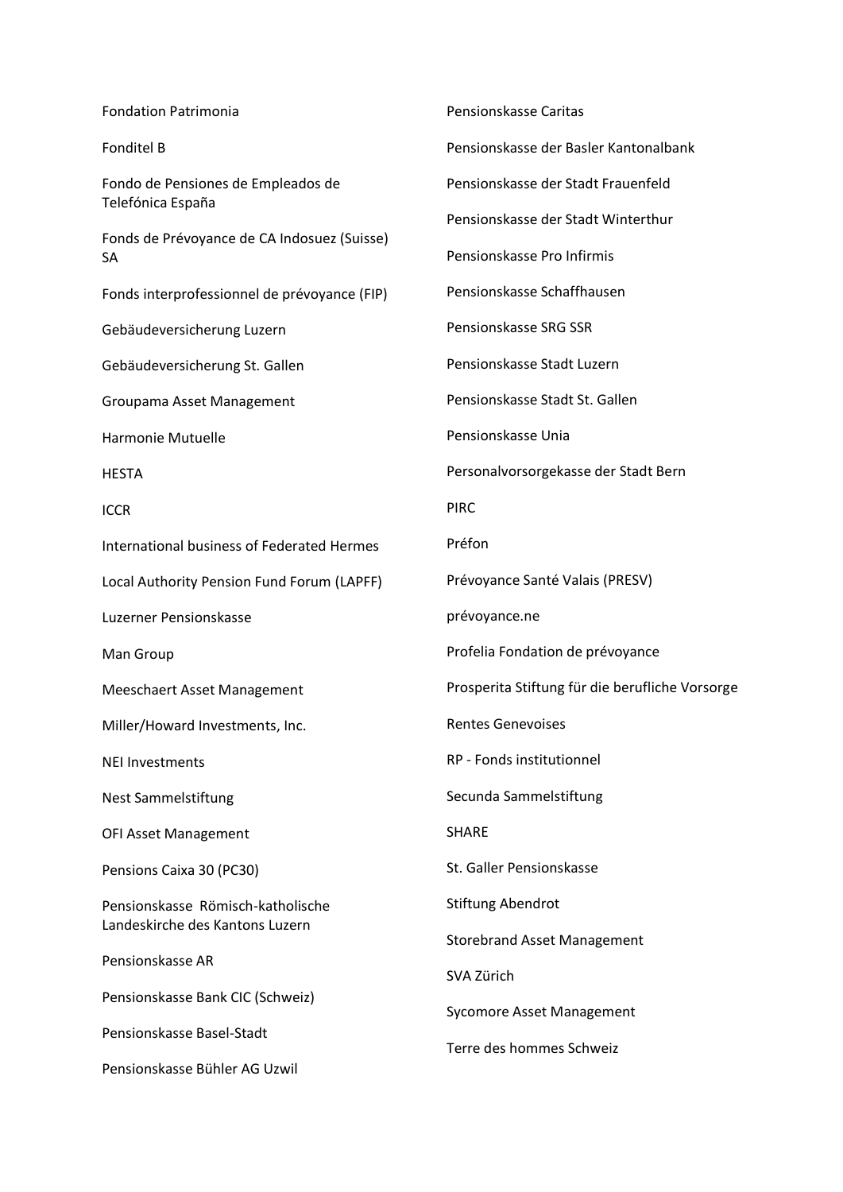Fondation Patrimonia

Fonditel B

Fondo de Pensiones de Empleados de Telefónica España

Fonds de Prévoyance de CA Indosuez (Suisse) SA

Fonds interprofessionnel de prévoyance (FIP)

Gebäudeversicherung Luzern

Gebäudeversicherung St. Gallen

Groupama Asset Management

Harmonie Mutuelle

HESTA

ICCR

International business of Federated Hermes

Local Authority Pension Fund Forum (LAPFF)

Luzerner Pensionskasse

Man Group

Meeschaert Asset Management

Miller/Howard Investments, Inc.

NEI Investments

Nest Sammelstiftung

OFI Asset Management

Pensions Caixa 30 (PC30)

Pensionskasse Römisch-katholische Landeskirche des Kantons Luzern

Pensionskasse AR

Pensionskasse Bank CIC (Schweiz)

Pensionskasse Basel-Stadt

Pensionskasse Bühler AG Uzwil

Pensionskasse Caritas

Pensionskasse der Basler Kantonalbank

Pensionskasse der Stadt Frauenfeld

Pensionskasse der Stadt Winterthur

Pensionskasse Pro Infirmis

Pensionskasse Schaffhausen

Pensionskasse SRG SSR

Pensionskasse Stadt Luzern

Pensionskasse Stadt St. Gallen

Pensionskasse Unia

Personalvorsorgekasse der Stadt Bern

PIRC

Préfon

Prévoyance Santé Valais (PRESV)

prévoyance.ne

Profelia Fondation de prévoyance

Prosperita Stiftung für die berufliche Vorsorge

Rentes Genevoises

RP - Fonds institutionnel

Secunda Sammelstiftung

SHARE

St. Galler Pensionskasse

Stiftung Abendrot

Storebrand Asset Management

SVA Zürich

Sycomore Asset Management

Terre des hommes Schweiz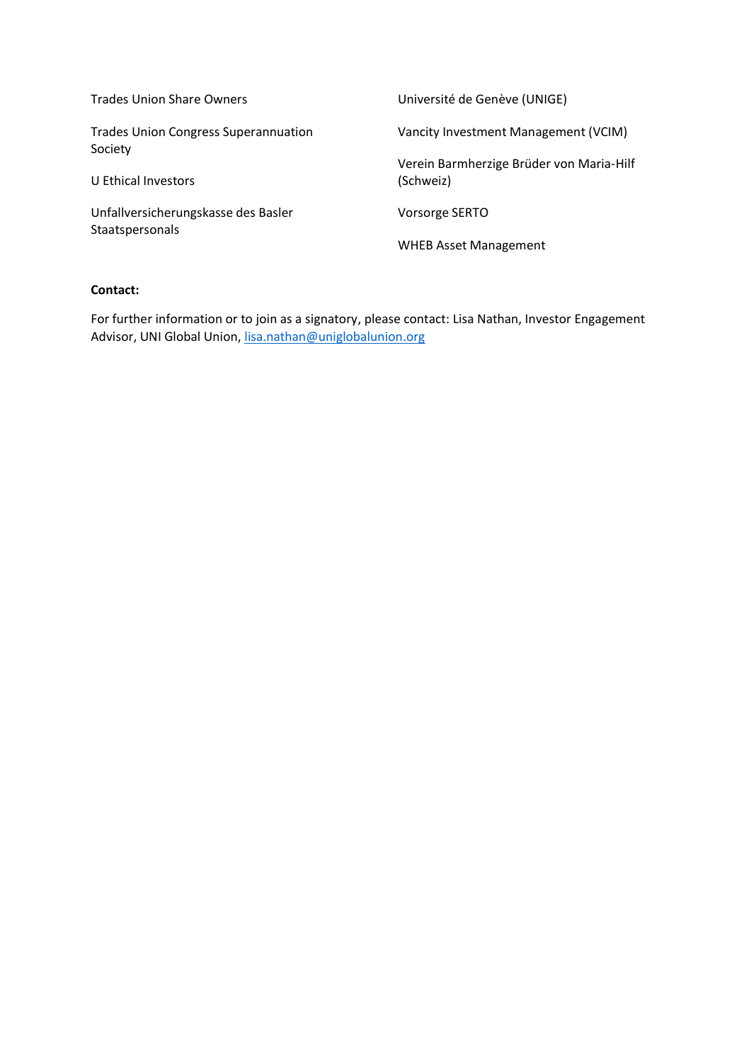Trades Union Share Owners

Trades Union Congress Superannuation Society

U Ethical Investors

Unfallversicherungskasse des Basler Staatspersonals

Université de Genève (UNIGE)

Vancity Investment Management (VCIM)

Verein Barmherzige Brüder von Maria-Hilf (Schweiz)

Vorsorge SERTO

WHEB Asset Management

**Contact:**

For further information or to join as a signatory, please contact: Lisa Nathan, Investor Engagement Advisor, UNI Global Union, lisa.nathan@uniglobalunion.org